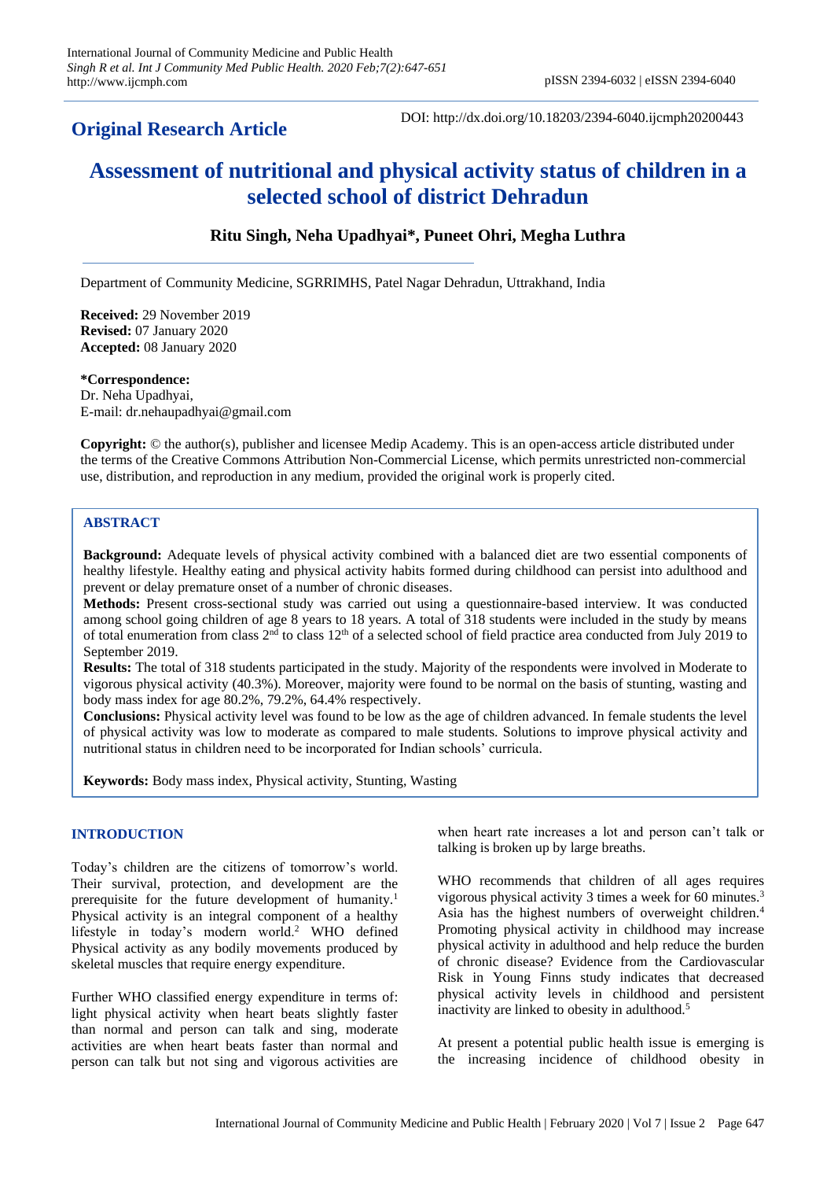## Original Research Article

DOI: http://dx.doi.org/10.18203/2394-6040.ijcmph20200443

# Assessment of nutritional and physical activity status of children in a selected school of district Dehradun

**Ritu Singh, Neha Upadhyai\*, Puneet Ohri, Megha Luthra**

Department of Community Medicine, SGRRIMHS, Patel Nagar Dehradun, Uttrakhand, India

**Received:** 29 November 2019
**Revised:** 07 January 2020
**Accepted:** 08 January 2020

**\*Correspondence:**
Dr. Neha Upadhyai,
E-mail: dr.nehaupadhyai@gmail.com

**Copyright:** © the author(s), publisher and licensee Medip Academy. This is an open-access article distributed under the terms of the Creative Commons Attribution Non-Commercial License, which permits unrestricted non-commercial use, distribution, and reproduction in any medium, provided the original work is properly cited.

## ABSTRACT

**Background:** Adequate levels of physical activity combined with a balanced diet are two essential components of healthy lifestyle. Healthy eating and physical activity habits formed during childhood can persist into adulthood and prevent or delay premature onset of a number of chronic diseases.

**Methods:** Present cross-sectional study was carried out using a questionnaire-based interview. It was conducted among school going children of age 8 years to 18 years. A total of 318 students were included in the study by means of total enumeration from class 2nd to class 12th of a selected school of field practice area conducted from July 2019 to September 2019.

**Results:** The total of 318 students participated in the study. Majority of the respondents were involved in Moderate to vigorous physical activity (40.3%). Moreover, majority were found to be normal on the basis of stunting, wasting and body mass index for age 80.2%, 79.2%, 64.4% respectively.

**Conclusions:** Physical activity level was found to be low as the age of children advanced. In female students the level of physical activity was low to moderate as compared to male students. Solutions to improve physical activity and nutritional status in children need to be incorporated for Indian schools' curricula.

**Keywords:** Body mass index, Physical activity, Stunting, Wasting

## INTRODUCTION

Today's children are the citizens of tomorrow's world. Their survival, protection, and development are the prerequisite for the future development of humanity.[1] Physical activity is an integral component of a healthy lifestyle in today's modern world.[2] WHO defined Physical activity as any bodily movements produced by skeletal muscles that require energy expenditure.

Further WHO classified energy expenditure in terms of: light physical activity when heart beats slightly faster than normal and person can talk and sing, moderate activities are when heart beats faster than normal and person can talk but not sing and vigorous activities are when heart rate increases a lot and person can't talk or talking is broken up by large breaths.

WHO recommends that children of all ages requires vigorous physical activity 3 times a week for 60 minutes.[3] Asia has the highest numbers of overweight children.[4] Promoting physical activity in childhood may increase physical activity in adulthood and help reduce the burden of chronic disease? Evidence from the Cardiovascular Risk in Young Finns study indicates that decreased physical activity levels in childhood and persistent inactivity are linked to obesity in adulthood.[5]

At present a potential public health issue is emerging is the increasing incidence of childhood obesity in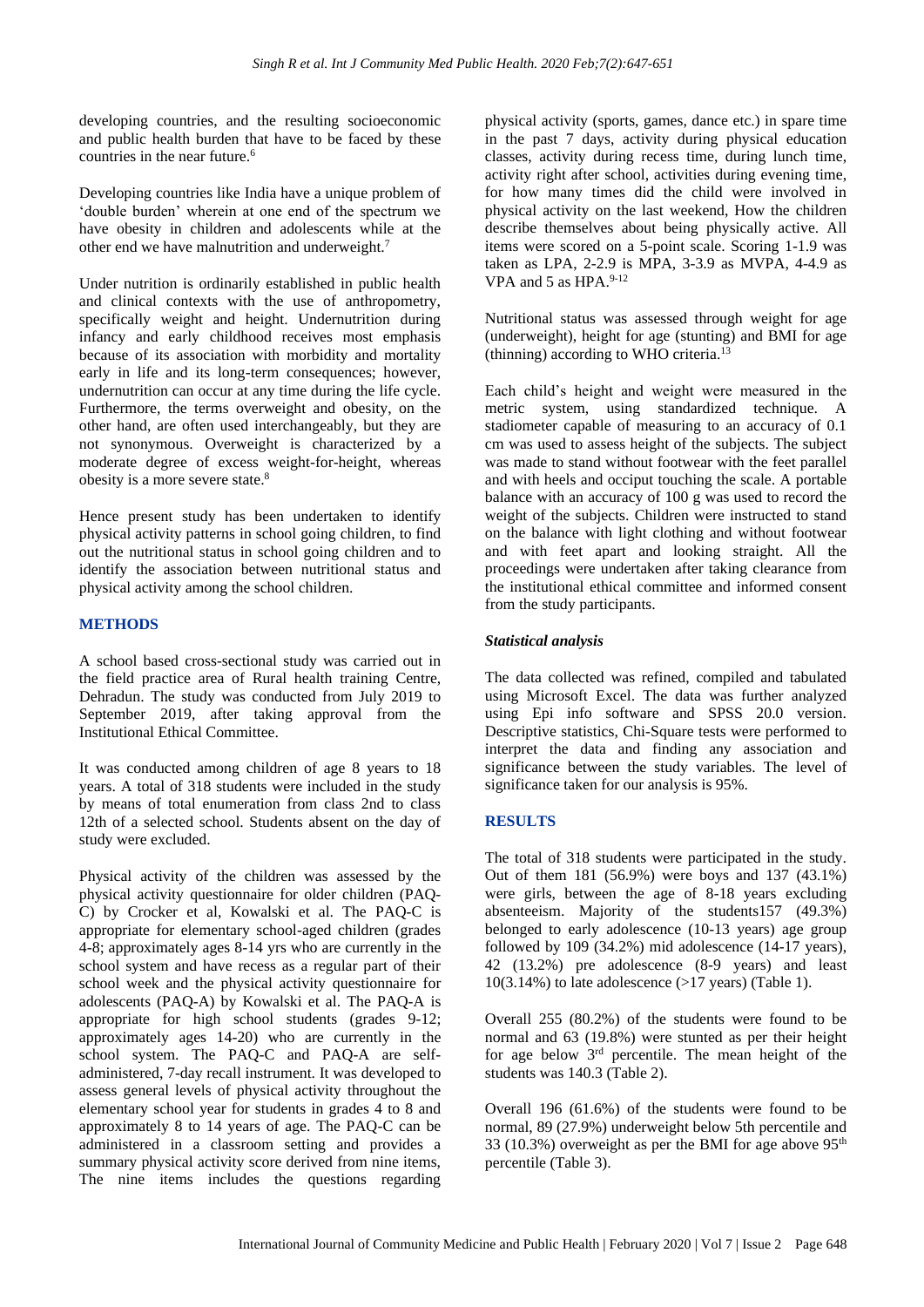developing countries, and the resulting socioeconomic and public health burden that have to be faced by these countries in the near future.[6]

Developing countries like India have a unique problem of 'double burden' wherein at one end of the spectrum we have obesity in children and adolescents while at the other end we have malnutrition and underweight.[7]

Under nutrition is ordinarily established in public health and clinical contexts with the use of anthropometry, specifically weight and height. Undernutrition during infancy and early childhood receives most emphasis because of its association with morbidity and mortality early in life and its long-term consequences; however, undernutrition can occur at any time during the life cycle. Furthermore, the terms overweight and obesity, on the other hand, are often used interchangeably, but they are not synonymous. Overweight is characterized by a moderate degree of excess weight-for-height, whereas obesity is a more severe state.[8]

Hence present study has been undertaken to identify physical activity patterns in school going children, to find out the nutritional status in school going children and to identify the association between nutritional status and physical activity among the school children.

## METHODS

A school based cross-sectional study was carried out in the field practice area of Rural health training Centre, Dehradun. The study was conducted from July 2019 to September 2019, after taking approval from the Institutional Ethical Committee.

It was conducted among children of age 8 years to 18 years. A total of 318 students were included in the study by means of total enumeration from class 2nd to class 12th of a selected school. Students absent on the day of study were excluded.

Physical activity of the children was assessed by the physical activity questionnaire for older children (PAQ-C) by Crocker et al, Kowalski et al. The PAQ-C is appropriate for elementary school-aged children (grades 4-8; approximately ages 8-14 yrs who are currently in the school system and have recess as a regular part of their school week and the physical activity questionnaire for adolescents (PAQ-A) by Kowalski et al. The PAQ-A is appropriate for high school students (grades 9-12; approximately ages 14-20) who are currently in the school system. The PAQ-C and PAQ-A are self-administered, 7-day recall instrument. It was developed to assess general levels of physical activity throughout the elementary school year for students in grades 4 to 8 and approximately 8 to 14 years of age. The PAQ-C can be administered in a classroom setting and provides a summary physical activity score derived from nine items, The nine items includes the questions regarding physical activity (sports, games, dance etc.) in spare time in the past 7 days, activity during physical education classes, activity during recess time, during lunch time, activity right after school, activities during evening time, for how many times did the child were involved in physical activity on the last weekend, How the children describe themselves about being physically active. All items were scored on a 5-point scale. Scoring 1-1.9 was taken as LPA, 2-2.9 is MPA, 3-3.9 as MVPA, 4-4.9 as VPA and 5 as HPA.[9-12]

Nutritional status was assessed through weight for age (underweight), height for age (stunting) and BMI for age (thinning) according to WHO criteria.[13]

Each child's height and weight were measured in the metric system, using standardized technique. A stadiometer capable of measuring to an accuracy of 0.1 cm was used to assess height of the subjects. The subject was made to stand without footwear with the feet parallel and with heels and occiput touching the scale. A portable balance with an accuracy of 100 g was used to record the weight of the subjects. Children were instructed to stand on the balance with light clothing and without footwear and with feet apart and looking straight. All the proceedings were undertaken after taking clearance from the institutional ethical committee and informed consent from the study participants.

### *Statistical analysis*

The data collected was refined, compiled and tabulated using Microsoft Excel. The data was further analyzed using Epi info software and SPSS 20.0 version. Descriptive statistics, Chi-Square tests were performed to interpret the data and finding any association and significance between the study variables. The level of significance taken for our analysis is 95%.

## RESULTS

The total of 318 students were participated in the study. Out of them 181 (56.9%) were boys and 137 (43.1%) were girls, between the age of 8-18 years excluding absenteeism. Majority of the students157 (49.3%) belonged to early adolescence (10-13 years) age group followed by 109 (34.2%) mid adolescence (14-17 years), 42 (13.2%) pre adolescence (8-9 years) and least 10(3.14%) to late adolescence (>17 years) (Table 1).

Overall 255 (80.2%) of the students were found to be normal and 63 (19.8%) were stunted as per their height for age below 3rd percentile. The mean height of the students was 140.3 (Table 2).

Overall 196 (61.6%) of the students were found to be normal, 89 (27.9%) underweight below 5th percentile and 33 (10.3%) overweight as per the BMI for age above 95th percentile (Table 3).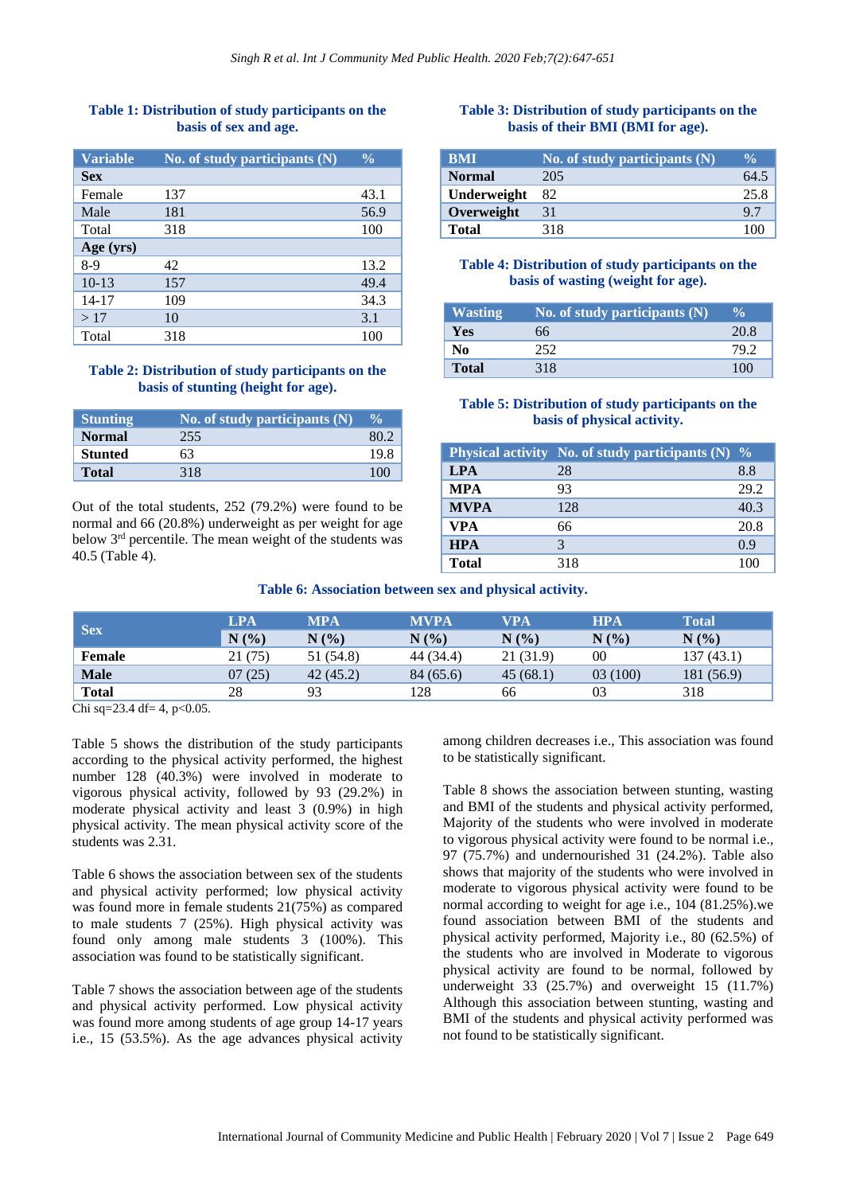**Table 1: Distribution of study participants on the basis of sex and age.**

| Variable | No. of study participants (N) | % |
|---|---|---|
| **Sex** | | |
| Female | 137 | 43.1 |
| Male | 181 | 56.9 |
| Total | 318 | 100 |
| **Age (yrs)** | | |
| 8-9 | 42 | 13.2 |
| 10-13 | 157 | 49.4 |
| 14-17 | 109 | 34.3 |
| > 17 | 10 | 3.1 |
| Total | 318 | 100 |

**Table 2: Distribution of study participants on the basis of stunting (height for age).**

| Stunting | No. of study participants (N) | % |
|---|---|---|
| **Normal** | 255 | 80.2 |
| **Stunted** | 63 | 19.8 |
| **Total** | 318 | 100 |

Out of the total students, 252 (79.2%) were found to be normal and 66 (20.8%) underweight as per weight for age below 3rd percentile. The mean weight of the students was 40.5 (Table 4).

**Table 3: Distribution of study participants on the basis of their BMI (BMI for age).**

| BMI | No. of study participants (N) | % |
|---|---|---|
| **Normal** | 205 | 64.5 |
| **Underweight** | 82 | 25.8 |
| **Overweight** | 31 | 9.7 |
| **Total** | 318 | 100 |

**Table 4: Distribution of study participants on the basis of wasting (weight for age).**

| Wasting | No. of study participants (N) | % |
|---|---|---|
| **Yes** | 66 | 20.8 |
| **No** | 252 | 79.2 |
| **Total** | 318 | 100 |

**Table 5: Distribution of study participants on the basis of physical activity.**

| Physical activity | No. of study participants (N) | % |
|---|---|---|
| **LPA** | 28 | 8.8 |
| **MPA** | 93 | 29.2 |
| **MVPA** | 128 | 40.3 |
| **VPA** | 66 | 20.8 |
| **HPA** | 3 | 0.9 |
| **Total** | 318 | 100 |

**Table 6: Association between sex and physical activity.**

| Sex | LPA | MPA | MVPA | VPA | HPA | Total |
|---|---|---|---|---|---|---|
| | N (%) | N (%) | N (%) | N (%) | N (%) | N (%) |
| **Female** | 21 (75) | 51 (54.8) | 44 (34.4) | 21 (31.9) | 00 | 137 (43.1) |
| **Male** | 07 (25) | 42 (45.2) | 84 (65.6) | 45 (68.1) | 03 (100) | 181 (56.9) |
| **Total** | 28 | 93 | 128 | 66 | 03 | 318 |

Chi sq=23.4 df= 4, p<0.05.

Table 5 shows the distribution of the study participants according to the physical activity performed, the highest number 128 (40.3%) were involved in moderate to vigorous physical activity, followed by 93 (29.2%) in moderate physical activity and least 3 (0.9%) in high physical activity. The mean physical activity score of the students was 2.31.

Table 6 shows the association between sex of the students and physical activity performed; low physical activity was found more in female students 21(75%) as compared to male students 7 (25%). High physical activity was found only among male students 3 (100%). This association was found to be statistically significant.

Table 7 shows the association between age of the students and physical activity performed. Low physical activity was found more among students of age group 14-17 years i.e., 15 (53.5%). As the age advances physical activity among children decreases i.e., This association was found to be statistically significant.

Table 8 shows the association between stunting, wasting and BMI of the students and physical activity performed, Majority of the students who were involved in moderate to vigorous physical activity were found to be normal i.e., 97 (75.7%) and undernourished 31 (24.2%). Table also shows that majority of the students who were involved in moderate to vigorous physical activity were found to be normal according to weight for age i.e., 104 (81.25%).we found association between BMI of the students and physical activity performed, Majority i.e., 80 (62.5%) of the students who are involved in Moderate to vigorous physical activity are found to be normal, followed by underweight 33 (25.7%) and overweight 15 (11.7%) Although this association between stunting, wasting and BMI of the students and physical activity performed was not found to be statistically significant.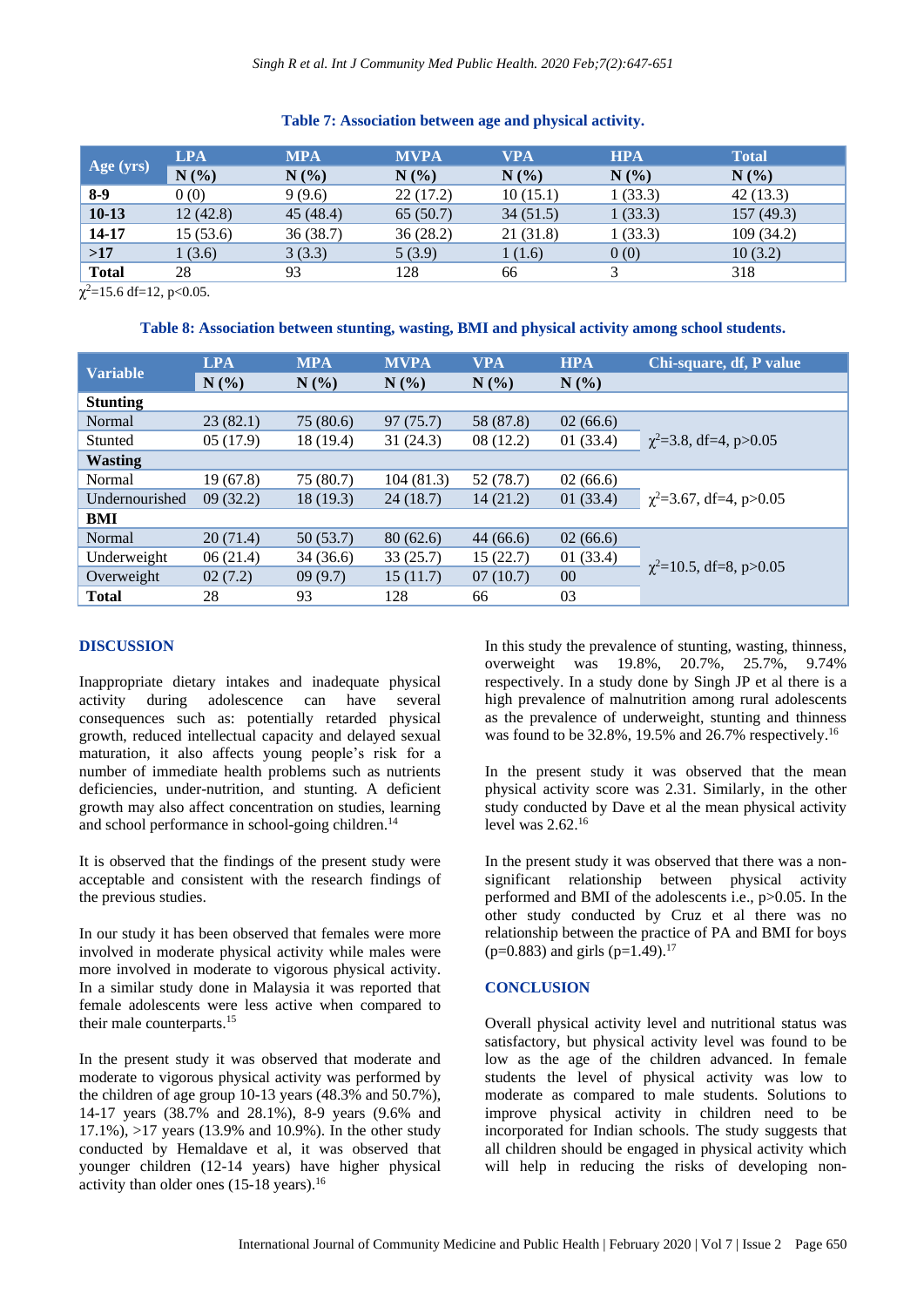**Table 7: Association between age and physical activity.**

| Age (yrs) | LPA | MPA | MVPA | VPA | HPA | Total |
|---|---|---|---|---|---|---|
| | N (%) | N (%) | N (%) | N (%) | N (%) | N (%) |
| **8-9** | 0 (0) | 9 (9.6) | 22 (17.2) | 10 (15.1) | 1 (33.3) | 42 (13.3) |
| **10-13** | 12 (42.8) | 45 (48.4) | 65 (50.7) | 34 (51.5) | 1 (33.3) | 157 (49.3) |
| **14-17** | 15 (53.6) | 36 (38.7) | 36 (28.2) | 21 (31.8) | 1 (33.3) | 109 (34.2) |
| **>17** | 1 (3.6) | 3 (3.3) | 5 (3.9) | 1 (1.6) | 0 (0) | 10 (3.2) |
| **Total** | 28 | 93 | 128 | 66 | 3 | 318 |

$\chi^2$=15.6 df=12, $p<0.05$.

**Table 8: Association between stunting, wasting, BMI and physical activity among school students.**

| Variable | LPA | MPA | MVPA | VPA | HPA | Chi-square, df, P value |
|---|---|---|---|---|---|---|
| | N (%) | N (%) | N (%) | N (%) | N (%) | |
| **Stunting** | | | | | | |
| Normal | 23 (82.1) | 75 (80.6) | 97 (75.7) | 58 (87.8) | 02 (66.6) | |
| Stunted | 05 (17.9) | 18 (19.4) | 31 (24.3) | 08 (12.2) | 01 (33.4) | $\chi^2$=3.8, df=4, $p>0.05$ |
| **Wasting** | | | | | | |
| Normal | 19 (67.8) | 75 (80.7) | 104 (81.3) | 52 (78.7) | 02 (66.6) | |
| Undernourished | 09 (32.2) | 18 (19.3) | 24 (18.7) | 14 (21.2) | 01 (33.4) | $\chi^2$=3.67, df=4, $p>0.05$ |
| **BMI** | | | | | | |
| Normal | 20 (71.4) | 50 (53.7) | 80 (62.6) | 44 (66.6) | 02 (66.6) | |
| Underweight | 06 (21.4) | 34 (36.6) | 33 (25.7) | 15 (22.7) | 01 (33.4) | $\chi^2$=10.5, df=8, $p>0.05$ |
| Overweight | 02 (7.2) | 09 (9.7) | 15 (11.7) | 07 (10.7) | 00 | |
| **Total** | 28 | 93 | 128 | 66 | 03 | |

## DISCUSSION

Inappropriate dietary intakes and inadequate physical activity during adolescence can have several consequences such as: potentially retarded physical growth, reduced intellectual capacity and delayed sexual maturation, it also affects young people's risk for a number of immediate health problems such as nutrients deficiencies, under-nutrition, and stunting. A deficient growth may also affect concentration on studies, learning and school performance in school-going children.[14]

It is observed that the findings of the present study were acceptable and consistent with the research findings of the previous studies.

In our study it has been observed that females were more involved in moderate physical activity while males were more involved in moderate to vigorous physical activity. In a similar study done in Malaysia it was reported that female adolescents were less active when compared to their male counterparts.[15]

In the present study it was observed that moderate and moderate to vigorous physical activity was performed by the children of age group 10-13 years (48.3% and 50.7%), 14-17 years (38.7% and 28.1%), 8-9 years (9.6% and 17.1%), >17 years (13.9% and 10.9%). In the other study conducted by Hemaldave et al, it was observed that younger children (12-14 years) have higher physical activity than older ones (15-18 years).[16]

In this study the prevalence of stunting, wasting, thinness, overweight was 19.8%, 20.7%, 25.7%, 9.74% respectively. In a study done by Singh JP et al there is a high prevalence of malnutrition among rural adolescents as the prevalence of underweight, stunting and thinness was found to be 32.8%, 19.5% and 26.7% respectively.[16]

In the present study it was observed that the mean physical activity score was 2.31. Similarly, in the other study conducted by Dave et al the mean physical activity level was 2.62.[16]

In the present study it was observed that there was a non-significant relationship between physical activity performed and BMI of the adolescents i.e., $p>0.05$. In the other study conducted by Cruz et al there was no relationship between the practice of PA and BMI for boys ($p=0.883$) and girls ($p=1.49$).[17]

## CONCLUSION

Overall physical activity level and nutritional status was satisfactory, but physical activity level was found to be low as the age of the children advanced. In female students the level of physical activity was low to moderate as compared to male students. Solutions to improve physical activity in children need to be incorporated for Indian schools. The study suggests that all children should be engaged in physical activity which will help in reducing the risks of developing non-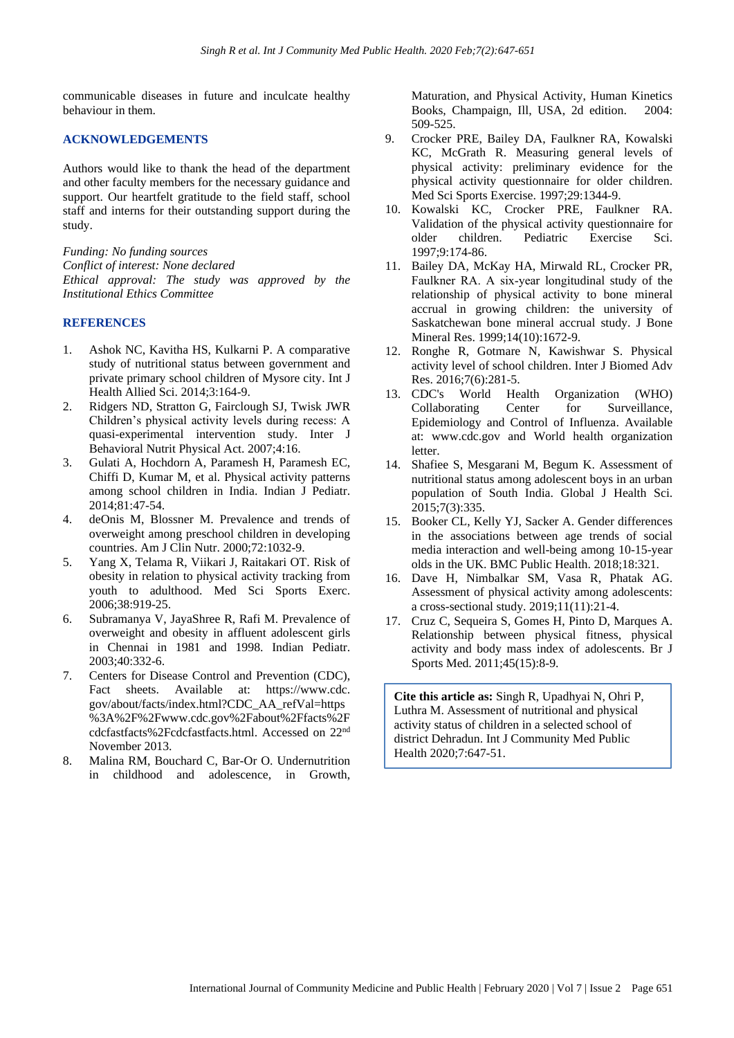communicable diseases in future and inculcate healthy behaviour in them.

## ACKNOWLEDGEMENTS

Authors would like to thank the head of the department and other faculty members for the necessary guidance and support. Our heartfelt gratitude to the field staff, school staff and interns for their outstanding support during the study.

*Funding: No funding sources*
*Conflict of interest: None declared*
*Ethical approval: The study was approved by the Institutional Ethics Committee*

## REFERENCES

1. Ashok NC, Kavitha HS, Kulkarni P. A comparative study of nutritional status between government and private primary school children of Mysore city. Int J Health Allied Sci. 2014;3:164-9.
2. Ridgers ND, Stratton G, Fairclough SJ, Twisk JWR Children's physical activity levels during recess: A quasi-experimental intervention study. Inter J Behavioral Nutrit Physical Act. 2007;4:16.
3. Gulati A, Hochdorn A, Paramesh H, Paramesh EC, Chiffi D, Kumar M, et al. Physical activity patterns among school children in India. Indian J Pediatr. 2014;81:47-54.
4. deOnis M, Blossner M. Prevalence and trends of overweight among preschool children in developing countries. Am J Clin Nutr. 2000;72:1032-9.
5. Yang X, Telama R, Viikari J, Raitakari OT. Risk of obesity in relation to physical activity tracking from youth to adulthood. Med Sci Sports Exerc. 2006;38:919-25.
6. Subramanya V, JayaShree R, Rafi M. Prevalence of overweight and obesity in affluent adolescent girls in Chennai in 1981 and 1998. Indian Pediatr. 2003;40:332-6.
7. Centers for Disease Control and Prevention (CDC), Fact sheets. Available at: https://www.cdc.gov/about/facts/index.html?CDC_AA_refVal=https%3A%2F%2Fwww.cdc.gov%2Fabout%2Ffacts%2Fcdcfastfacts%2Fcdcfastfacts.html. Accessed on 22nd November 2013.
8. Malina RM, Bouchard C, Bar-Or O. Undernutrition in childhood and adolescence, in Growth, Maturation, and Physical Activity, Human Kinetics Books, Champaign, Ill, USA, 2d edition. 2004: 509-525.
9. Crocker PRE, Bailey DA, Faulkner RA, Kowalski KC, McGrath R. Measuring general levels of physical activity: preliminary evidence for the physical activity questionnaire for older children. Med Sci Sports Exercise. 1997;29:1344-9.
10. Kowalski KC, Crocker PRE, Faulkner RA. Validation of the physical activity questionnaire for older children. Pediatric Exercise Sci. 1997;9:174-86.
11. Bailey DA, McKay HA, Mirwald RL, Crocker PR, Faulkner RA. A six-year longitudinal study of the relationship of physical activity to bone mineral accrual in growing children: the university of Saskatchewan bone mineral accrual study. J Bone Mineral Res. 1999;14(10):1672-9.
12. Ronghe R, Gotmare N, Kawishwar S. Physical activity level of school children. Inter J Biomed Adv Res. 2016;7(6):281-5.
13. CDC's World Health Organization (WHO) Collaborating Center for Surveillance, Epidemiology and Control of Influenza. Available at: www.cdc.gov and World health organization letter.
14. Shafiee S, Mesgarani M, Begum K. Assessment of nutritional status among adolescent boys in an urban population of South India. Global J Health Sci. 2015;7(3):335.
15. Booker CL, Kelly YJ, Sacker A. Gender differences in the associations between age trends of social media interaction and well-being among 10-15-year olds in the UK. BMC Public Health. 2018;18:321.
16. Dave H, Nimbalkar SM, Vasa R, Phatak AG. Assessment of physical activity among adolescents: a cross-sectional study. 2019;11(11):21-4.
17. Cruz C, Sequeira S, Gomes H, Pinto D, Marques A. Relationship between physical fitness, physical activity and body mass index of adolescents. Br J Sports Med. 2011;45(15):8-9.

**Cite this article as:** Singh R, Upadhyai N, Ohri P, Luthra M. Assessment of nutritional and physical activity status of children in a selected school of district Dehradun. Int J Community Med Public Health 2020;7:647-51.